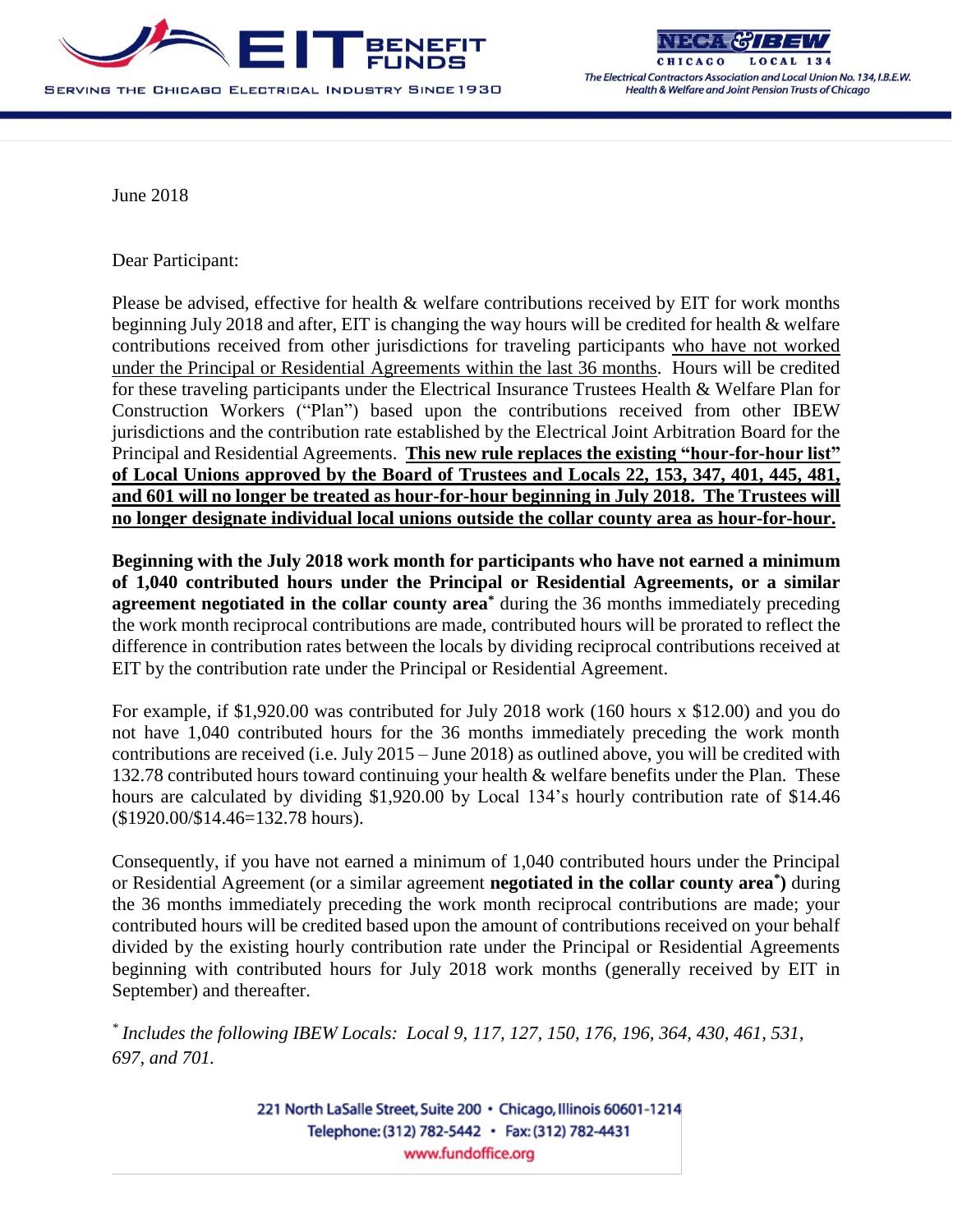EIT BENEFIT FUNDS

SERVING THE CHICAGO ELECTRICAL INDUSTRY SINCE 1930

NECA & IBEW

CHICAGO LOCAL 134

*The Electrical Contractors Association and Local Union No. 134, I.B.E.W.*
*Health & Welfare and Joint Pension Trusts of Chicago*

June 2018

Dear Participant:

Please be advised, effective for health & welfare contributions received by EIT for work months beginning July 2018 and after, EIT is changing the way hours will be credited for health & welfare contributions received from other jurisdictions for traveling participants <u>who have not worked under the Principal or Residential Agreements within the last 36 months</u>. Hours will be credited for these traveling participants under the Electrical Insurance Trustees Health & Welfare Plan for Construction Workers ("Plan") based upon the contributions received from other IBEW jurisdictions and the contribution rate established by the Electrical Joint Arbitration Board for the Principal and Residential Agreements. **<u>This new rule replaces the existing "hour-for-hour list" of Local Unions approved by the Board of Trustees and Locals 22, 153, 347, 401, 445, 481, and 601 will no longer be treated as hour-for-hour beginning in July 2018. The Trustees will no longer designate individual local unions outside the collar county area as hour-for-hour.</u>**

**Beginning with the July 2018 work month for participants who have not earned a minimum of 1,040 contributed hours under the Principal or Residential Agreements, or a similar agreement negotiated in the collar county area*** during the 36 months immediately preceding the work month reciprocal contributions are made, contributed hours will be prorated to reflect the difference in contribution rates between the locals by dividing reciprocal contributions received at EIT by the contribution rate under the Principal or Residential Agreement.

For example, if $1,920.00 was contributed for July 2018 work (160 hours x $12.00) and you do not have 1,040 contributed hours for the 36 months immediately preceding the work month contributions are received (i.e. July 2015 – June 2018) as outlined above, you will be credited with 132.78 contributed hours toward continuing your health & welfare benefits under the Plan. These hours are calculated by dividing $1,920.00 by Local 134's hourly contribution rate of $14.46 ($1920.00/$14.46=132.78 hours).

Consequently, if you have not earned a minimum of 1,040 contributed hours under the Principal or Residential Agreement (or a similar agreement **negotiated in the collar county area*)** during the 36 months immediately preceding the work month reciprocal contributions are made; your contributed hours will be credited based upon the amount of contributions received on your behalf divided by the existing hourly contribution rate under the Principal or Residential Agreements beginning with contributed hours for July 2018 work months (generally received by EIT in September) and thereafter.

\* *Includes the following IBEW Locals: Local 9, 117, 127, 150, 176, 196, 364, 430, 461, 531, 697, and 701.*

221 North LaSalle Street, Suite 200 • Chicago, Illinois 60601-1214
Telephone: (312) 782-5442 • Fax: (312) 782-4431
www.fundoffice.org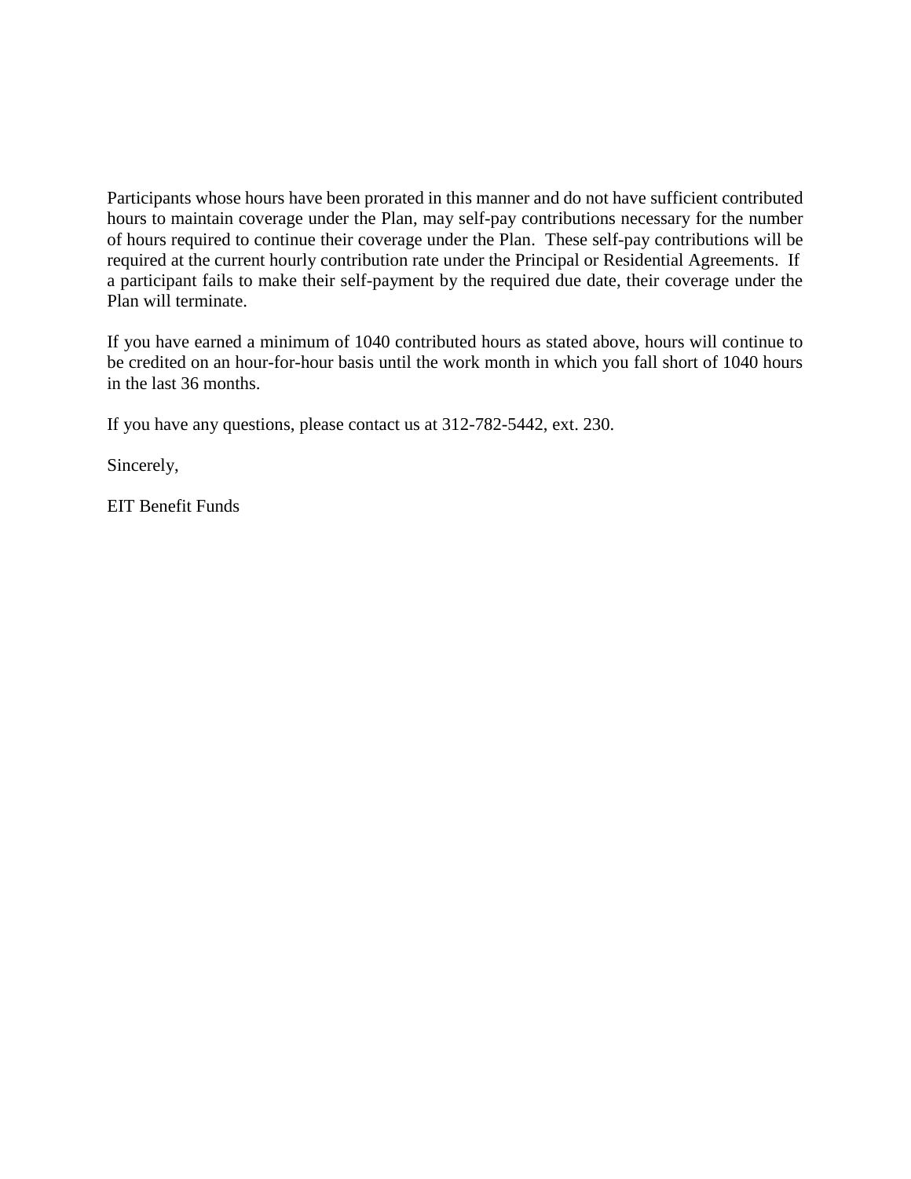Participants whose hours have been prorated in this manner and do not have sufficient contributed hours to maintain coverage under the Plan, may self-pay contributions necessary for the number of hours required to continue their coverage under the Plan. These self-pay contributions will be required at the current hourly contribution rate under the Principal or Residential Agreements. If a participant fails to make their self-payment by the required due date, their coverage under the Plan will terminate.

If you have earned a minimum of 1040 contributed hours as stated above, hours will continue to be credited on an hour-for-hour basis until the work month in which you fall short of 1040 hours in the last 36 months.

If you have any questions, please contact us at 312-782-5442, ext. 230.

Sincerely,

EIT Benefit Funds